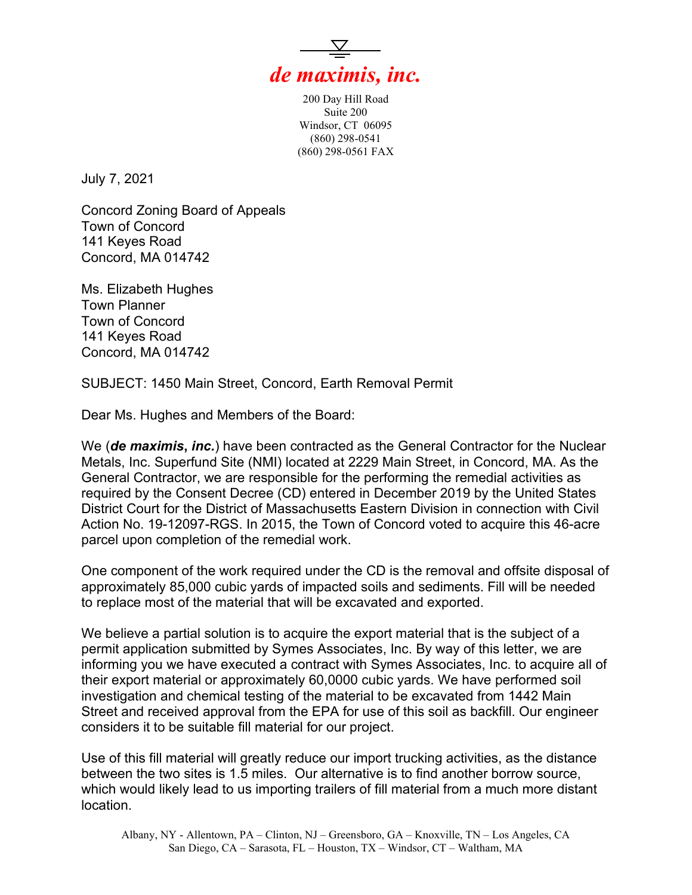***de maximis, inc.***

200 Day Hill Road
Suite 200
Windsor, CT 06095
(860) 298-0541
(860) 298-0561 FAX

July 7, 2021

Concord Zoning Board of Appeals
Town of Concord
141 Keyes Road
Concord, MA 014742

Ms. Elizabeth Hughes
Town Planner
Town of Concord
141 Keyes Road
Concord, MA 014742

SUBJECT: 1450 Main Street, Concord, Earth Removal Permit

Dear Ms. Hughes and Members of the Board:

We (***de maximis*, *inc.***) have been contracted as the General Contractor for the Nuclear Metals, Inc. Superfund Site (NMI) located at 2229 Main Street, in Concord, MA. As the General Contractor, we are responsible for the performing the remedial activities as required by the Consent Decree (CD) entered in December 2019 by the United States District Court for the District of Massachusetts Eastern Division in connection with Civil Action No. 19-12097-RGS. In 2015, the Town of Concord voted to acquire this 46-acre parcel upon completion of the remedial work.

One component of the work required under the CD is the removal and offsite disposal of approximately 85,000 cubic yards of impacted soils and sediments. Fill will be needed to replace most of the material that will be excavated and exported.

We believe a partial solution is to acquire the export material that is the subject of a permit application submitted by Symes Associates, Inc. By way of this letter, we are informing you we have executed a contract with Symes Associates, Inc. to acquire all of their export material or approximately 60,0000 cubic yards. We have performed soil investigation and chemical testing of the material to be excavated from 1442 Main Street and received approval from the EPA for use of this soil as backfill. Our engineer considers it to be suitable fill material for our project.

Use of this fill material will greatly reduce our import trucking activities, as the distance between the two sites is 1.5 miles. Our alternative is to find another borrow source, which would likely lead to us importing trailers of fill material from a much more distant location.

Albany, NY - Allentown, PA – Clinton, NJ – Greensboro, GA – Knoxville, TN – Los Angeles, CA
San Diego, CA – Sarasota, FL – Houston, TX – Windsor, CT – Waltham, MA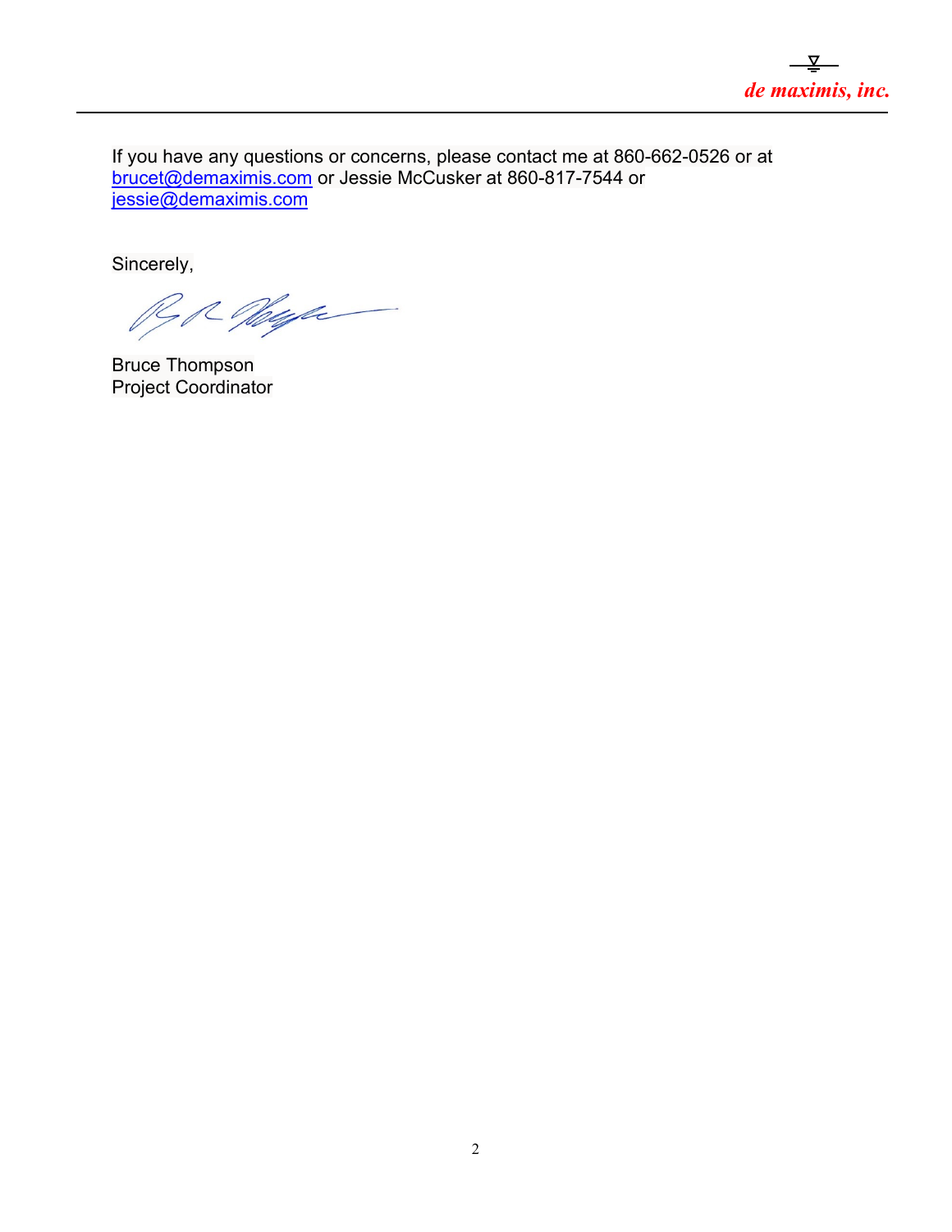If you have any questions or concerns, please contact me at 860-662-0526 or at brucet@demaximis.com or Jessie McCusker at 860-817-7544 or jessie@demaximis.com

Sincerely,

Bruce Thompson
Project Coordinator